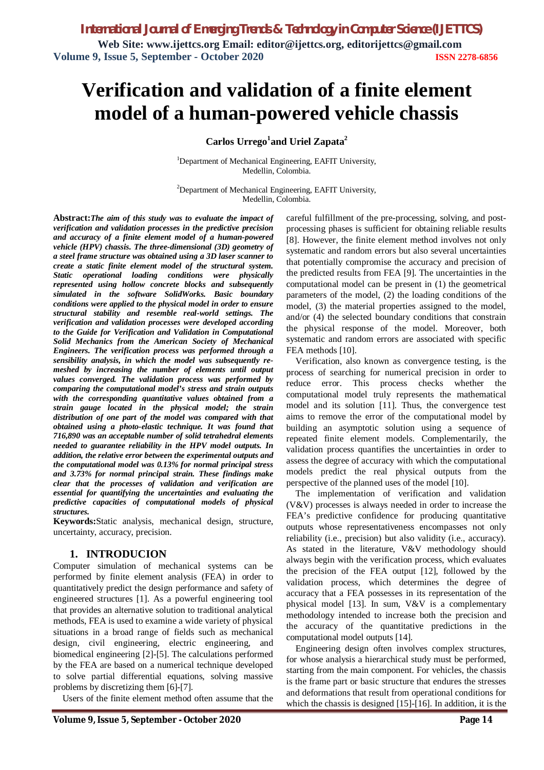# Verification and validation of a finite element model of a human-powered vehicle chassis

**Carlos Urrego[1] and Uriel Zapata[2]**

[1]Department of Mechanical Engineering, EAFIT University, Medellin, Colombia.

[2]Department of Mechanical Engineering, EAFIT University, Medellin, Colombia.

**Abstract:** ***The aim of this study was to evaluate the impact of verification and validation processes in the predictive precision and accuracy of a finite element model of a human-powered vehicle (HPV) chassis. The three-dimensional (3D) geometry of a steel frame structure was obtained using a 3D laser scanner to create a static finite element model of the structural system. Static operational loading conditions were physically represented using hollow concrete blocks and subsequently simulated in the software SolidWorks. Basic boundary conditions were applied to the physical model in order to ensure structural stability and resemble real-world settings. The verification and validation processes were developed according to the Guide for Verification and Validation in Computational Solid Mechanics from the American Society of Mechanical Engineers. The verification process was performed through a sensibility analysis, in which the model was subsequently re-meshed by increasing the number of elements until output values converged. The validation process was performed by comparing the computational model's stress and strain outputs with the corresponding quantitative values obtained from a strain gauge located in the physical model; the strain distribution of one part of the model was compared with that obtained using a photo-elastic technique. It was found that 716,890 was an acceptable number of solid tetrahedral elements needed to guarantee reliability in the HPV model outputs. In addition, the relative error between the experimental outputs and the computational model was 0.13% for normal principal stress and 3.73% for normal principal strain. These findings make clear that the processes of validation and verification are essential for quantifying the uncertainties and evaluating the predictive capacities of computational models of physical structures.***

**Keywords:** Static analysis, mechanical design, structure, uncertainty, accuracy, precision.

## 1. INTRODUCION

Computer simulation of mechanical systems can be performed by finite element analysis (FEA) in order to quantitatively predict the design performance and safety of engineered structures [1]. As a powerful engineering tool that provides an alternative solution to traditional analytical methods, FEA is used to examine a wide variety of physical situations in a broad range of fields such as mechanical design, civil engineering, electric engineering, and biomedical engineering [2]-[5]. The calculations performed by the FEA are based on a numerical technique developed to solve partial differential equations, solving massive problems by discretizing them [6]-[7].

Users of the finite element method often assume that the careful fulfillment of the pre-processing, solving, and post-processing phases is sufficient for obtaining reliable results [8]. However, the finite element method involves not only systematic and random errors but also several uncertainties that potentially compromise the accuracy and precision of the predicted results from FEA [9]. The uncertainties in the computational model can be present in (1) the geometrical parameters of the model, (2) the loading conditions of the model, (3) the material properties assigned to the model, and/or (4) the selected boundary conditions that constrain the physical response of the model. Moreover, both systematic and random errors are associated with specific FEA methods [10].

Verification, also known as convergence testing, is the process of searching for numerical precision in order to reduce error. This process checks whether the computational model truly represents the mathematical model and its solution [11]. Thus, the convergence test aims to remove the error of the computational model by building an asymptotic solution using a sequence of repeated finite element models. Complementarily, the validation process quantifies the uncertainties in order to assess the degree of accuracy with which the computational models predict the real physical outputs from the perspective of the planned uses of the model [10].

The implementation of verification and validation (V&V) processes is always needed in order to increase the FEA's predictive confidence for producing quantitative outputs whose representativeness encompasses not only reliability (i.e., precision) but also validity (i.e., accuracy). As stated in the literature, V&V methodology should always begin with the verification process, which evaluates the precision of the FEA output [12], followed by the validation process, which determines the degree of accuracy that a FEA possesses in its representation of the physical model [13]. In sum, V&V is a complementary methodology intended to increase both the precision and the accuracy of the quantitative predictions in the computational model outputs [14].

Engineering design often involves complex structures, for whose analysis a hierarchical study must be performed, starting from the main component. For vehicles, the chassis is the frame part or basic structure that endures the stresses and deformations that result from operational conditions for which the chassis is designed [15]-[16]. In addition, it is the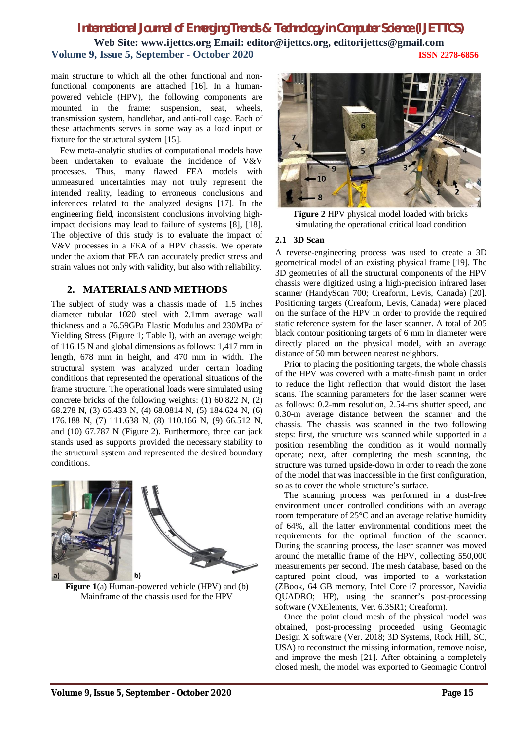main structure to which all the other functional and non-functional components are attached [16]. In a human-powered vehicle (HPV), the following components are mounted in the frame: suspension, seat, wheels, transmission system, handlebar, and anti-roll cage. Each of these attachments serves in some way as a load input or fixture for the structural system [15].

Few meta-analytic studies of computational models have been undertaken to evaluate the incidence of V&V processes. Thus, many flawed FEA models with unmeasured uncertainties may not truly represent the intended reality, leading to erroneous conclusions and inferences related to the analyzed designs [17]. In the engineering field, inconsistent conclusions involving high-impact decisions may lead to failure of systems [8], [18]. The objective of this study is to evaluate the impact of V&V processes in a FEA of a HPV chassis. We operate under the axiom that FEA can accurately predict stress and strain values not only with validity, but also with reliability.

## 2. MATERIALS AND METHODS

The subject of study was a chassis made of 1.5 inches diameter tubular 1020 steel with 2.1mm average wall thickness and a 76.59GPa Elastic Modulus and 230MPa of Yielding Stress (Figure 1; Table I), with an average weight of 116.15 N and global dimensions as follows: 1,417 mm in length, 678 mm in height, and 470 mm in width. The structural system was analyzed under certain loading conditions that represented the operational situations of the frame structure. The operational loads were simulated using concrete bricks of the following weights: (1) 60.822 N, (2) 68.278 N, (3) 65.433 N, (4) 68.0814 N, (5) 184.624 N, (6) 176.188 N, (7) 111.638 N, (8) 110.166 N, (9) 66.512 N, and (10) 67.787 N (Figure 2). Furthermore, three car jack stands used as supports provided the necessary stability to the structural system and represented the desired boundary conditions.

**Figure 1**(a) Human-powered vehicle (HPV) and (b) Mainframe of the chassis used for the HPV

**Figure 2** HPV physical model loaded with bricks simulating the operational critical load condition

### 2.1 3D Scan

A reverse-engineering process was used to create a 3D geometrical model of an existing physical frame [19]. The 3D geometries of all the structural components of the HPV chassis were digitized using a high-precision infrared laser scanner (HandyScan 700; Creaform, Levis, Canada) [20]. Positioning targets (Creaform, Levis, Canada) were placed on the surface of the HPV in order to provide the required static reference system for the laser scanner. A total of 205 black contour positioning targets of 6 mm in diameter were directly placed on the physical model, with an average distance of 50 mm between nearest neighbors.

Prior to placing the positioning targets, the whole chassis of the HPV was covered with a matte-finish paint in order to reduce the light reflection that would distort the laser scans. The scanning parameters for the laser scanner were as follows: 0.2-mm resolution, 2.54-ms shutter speed, and 0.30-m average distance between the scanner and the chassis. The chassis was scanned in the two following steps: first, the structure was scanned while supported in a position resembling the condition as it would normally operate; next, after completing the mesh scanning, the structure was turned upside-down in order to reach the zone of the model that was inaccessible in the first configuration, so as to cover the whole structure's surface.

The scanning process was performed in a dust-free environment under controlled conditions with an average room temperature of 25°C and an average relative humidity of 64%, all the latter environmental conditions meet the requirements for the optimal function of the scanner. During the scanning process, the laser scanner was moved around the metallic frame of the HPV, collecting 550,000 measurements per second. The mesh database, based on the captured point cloud, was imported to a workstation (ZBook, 64 GB memory, Intel Core i7 processor, Navidia QUADRO; HP), using the scanner's post-processing software (VXElements, Ver. 6.3SR1; Creaform).

Once the point cloud mesh of the physical model was obtained, post-processing proceeded using Geomagic Design X software (Ver. 2018; 3D Systems, Rock Hill, SC, USA) to reconstruct the missing information, remove noise, and improve the mesh [21]. After obtaining a completely closed mesh, the model was exported to Geomagic Control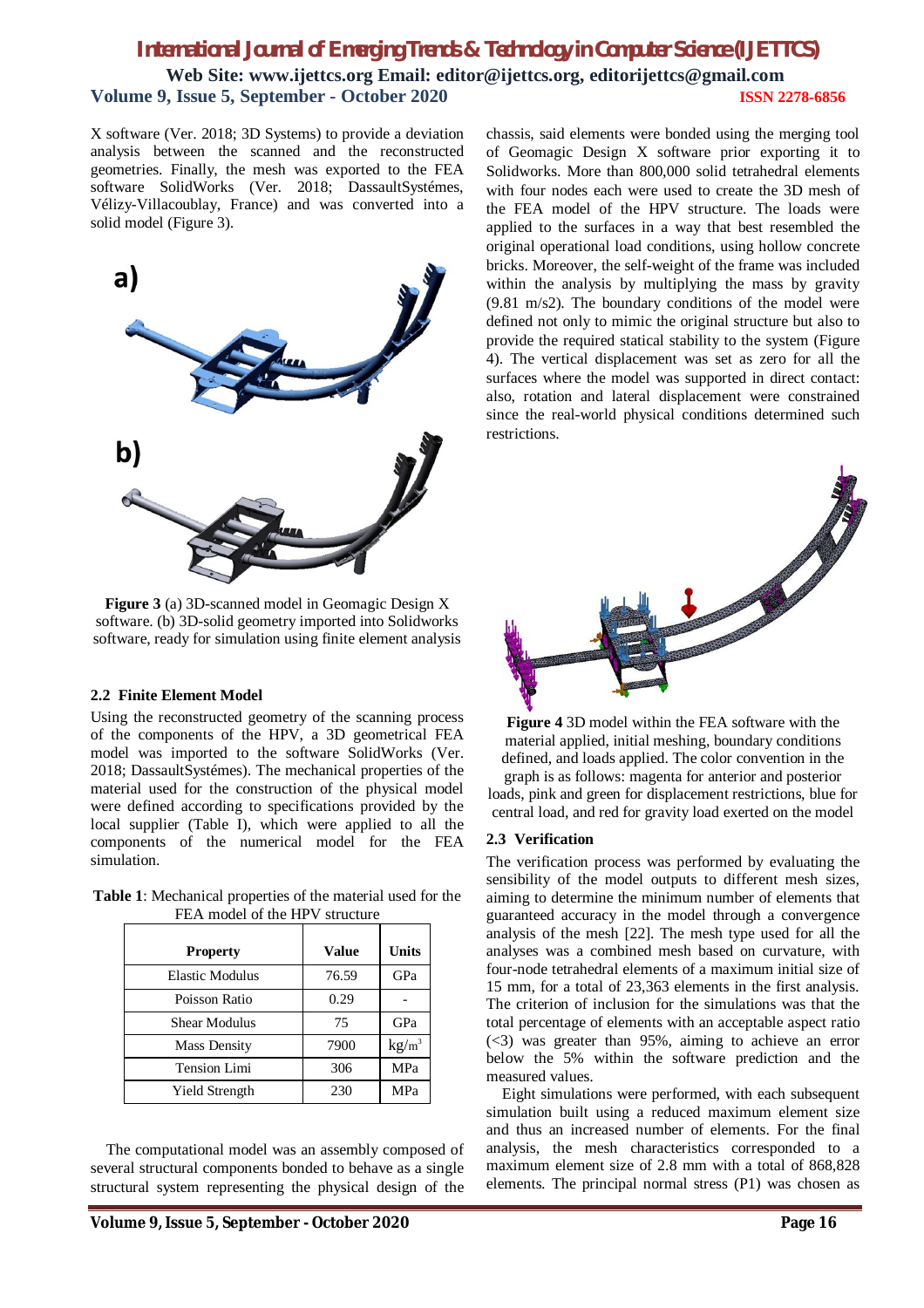X software (Ver. 2018; 3D Systems) to provide a deviation analysis between the scanned and the reconstructed geometries. Finally, the mesh was exported to the FEA software SolidWorks (Ver. 2018; DassaultSystémes, Vélizy-Villacoublay, France) and was converted into a solid model (Figure 3).

**Figure 3** (a) 3D-scanned model in Geomagic Design X software. (b) 3D-solid geometry imported into Solidworks software, ready for simulation using finite element analysis

### 2.2 Finite Element Model

Using the reconstructed geometry of the scanning process of the components of the HPV, a 3D geometrical FEA model was imported to the software SolidWorks (Ver. 2018; DassaultSystémes). The mechanical properties of the material used for the construction of the physical model were defined according to specifications provided by the local supplier (Table I), which were applied to all the components of the numerical model for the FEA simulation.

**Table 1**: Mechanical properties of the material used for the FEA model of the HPV structure

| Property | Value | Units |
|---|---|---|
| Elastic Modulus | 76.59 | GPa |
| Poisson Ratio | 0.29 | - |
| Shear Modulus | 75 | GPa |
| Mass Density | 7900 | $kg/m^3$ |
| Tension Limi | 306 | MPa |
| Yield Strength | 230 | MPa |

The computational model was an assembly composed of several structural components bonded to behave as a single structural system representing the physical design of the chassis, said elements were bonded using the merging tool of Geomagic Design X software prior exporting it to Solidworks. More than 800,000 solid tetrahedral elements with four nodes each were used to create the 3D mesh of the FEA model of the HPV structure. The loads were applied to the surfaces in a way that best resembled the original operational load conditions, using hollow concrete bricks. Moreover, the self-weight of the frame was included within the analysis by multiplying the mass by gravity (9.81 m/s2). The boundary conditions of the model were defined not only to mimic the original structure but also to provide the required statical stability to the system (Figure 4). The vertical displacement was set as zero for all the surfaces where the model was supported in direct contact: also, rotation and lateral displacement were constrained since the real-world physical conditions determined such restrictions.

**Figure 4** 3D model within the FEA software with the material applied, initial meshing, boundary conditions defined, and loads applied. The color convention in the graph is as follows: magenta for anterior and posterior loads, pink and green for displacement restrictions, blue for central load, and red for gravity load exerted on the model

### 2.3 Verification

The verification process was performed by evaluating the sensibility of the model outputs to different mesh sizes, aiming to determine the minimum number of elements that guaranteed accuracy in the model through a convergence analysis of the mesh [22]. The mesh type used for all the analyses was a combined mesh based on curvature, with four-node tetrahedral elements of a maximum initial size of 15 mm, for a total of 23,363 elements in the first analysis. The criterion of inclusion for the simulations was that the total percentage of elements with an acceptable aspect ratio (<3) was greater than 95%, aiming to achieve an error below the 5% within the software prediction and the measured values.

Eight simulations were performed, with each subsequent simulation built using a reduced maximum element size and thus an increased number of elements. For the final analysis, the mesh characteristics corresponded to a maximum element size of 2.8 mm with a total of 868,828 elements. The principal normal stress (P1) was chosen as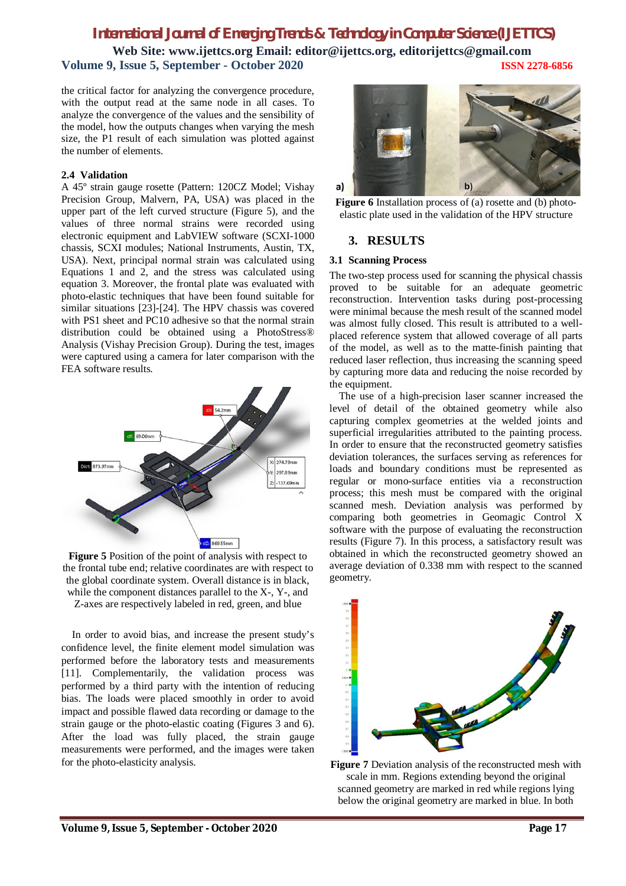the critical factor for analyzing the convergence procedure, with the output read at the same node in all cases. To analyze the convergence of the values and the sensibility of the model, how the outputs changes when varying the mesh size, the P1 result of each simulation was plotted against the number of elements.

### 2.4 Validation

A 45º strain gauge rosette (Pattern: 120CZ Model; Vishay Precision Group, Malvern, PA, USA) was placed in the upper part of the left curved structure (Figure 5), and the values of three normal strains were recorded using electronic equipment and LabVIEW software (SCXI-1000 chassis, SCXI modules; National Instruments, Austin, TX, USA). Next, principal normal strain was calculated using Equations 1 and 2, and the stress was calculated using equation 3. Moreover, the frontal plate was evaluated with photo-elastic techniques that have been found suitable for similar situations [23]-[24]. The HPV chassis was covered with PS1 sheet and PC10 adhesive so that the normal strain distribution could be obtained using a PhotoStress® Analysis (Vishay Precision Group). During the test, images were captured using a camera for later comparison with the FEA software results.

**Figure 5** Position of the point of analysis with respect to the frontal tube end; relative coordinates are with respect to the global coordinate system. Overall distance is in black, while the component distances parallel to the X-, Y-, and Z-axes are respectively labeled in red, green, and blue

In order to avoid bias, and increase the present study's confidence level, the finite element model simulation was performed before the laboratory tests and measurements [11]. Complementarily, the validation process was performed by a third party with the intention of reducing bias. The loads were placed smoothly in order to avoid impact and possible flawed data recording or damage to the strain gauge or the photo-elastic coating (Figures 3 and 6). After the load was fully placed, the strain gauge measurements were performed, and the images were taken for the photo-elasticity analysis.

**Figure 6** Installation process of (a) rosette and (b) photo-elastic plate used in the validation of the HPV structure

## 3. RESULTS

### 3.1 Scanning Process

The two-step process used for scanning the physical chassis proved to be suitable for an adequate geometric reconstruction. Intervention tasks during post-processing were minimal because the mesh result of the scanned model was almost fully closed. This result is attributed to a well-placed reference system that allowed coverage of all parts of the model, as well as to the matte-finish painting that reduced laser reflection, thus increasing the scanning speed by capturing more data and reducing the noise recorded by the equipment.

The use of a high-precision laser scanner increased the level of detail of the obtained geometry while also capturing complex geometries at the welded joints and superficial irregularities attributed to the painting process. In order to ensure that the reconstructed geometry satisfies deviation tolerances, the surfaces serving as references for loads and boundary conditions must be represented as regular or mono-surface entities via a reconstruction process; this mesh must be compared with the original scanned mesh. Deviation analysis was performed by comparing both geometries in Geomagic Control X software with the purpose of evaluating the reconstruction results (Figure 7). In this process, a satisfactory result was obtained in which the reconstructed geometry showed an average deviation of 0.338 mm with respect to the scanned geometry.

**Figure 7** Deviation analysis of the reconstructed mesh with scale in mm. Regions extending beyond the original scanned geometry are marked in red while regions lying below the original geometry are marked in blue. In both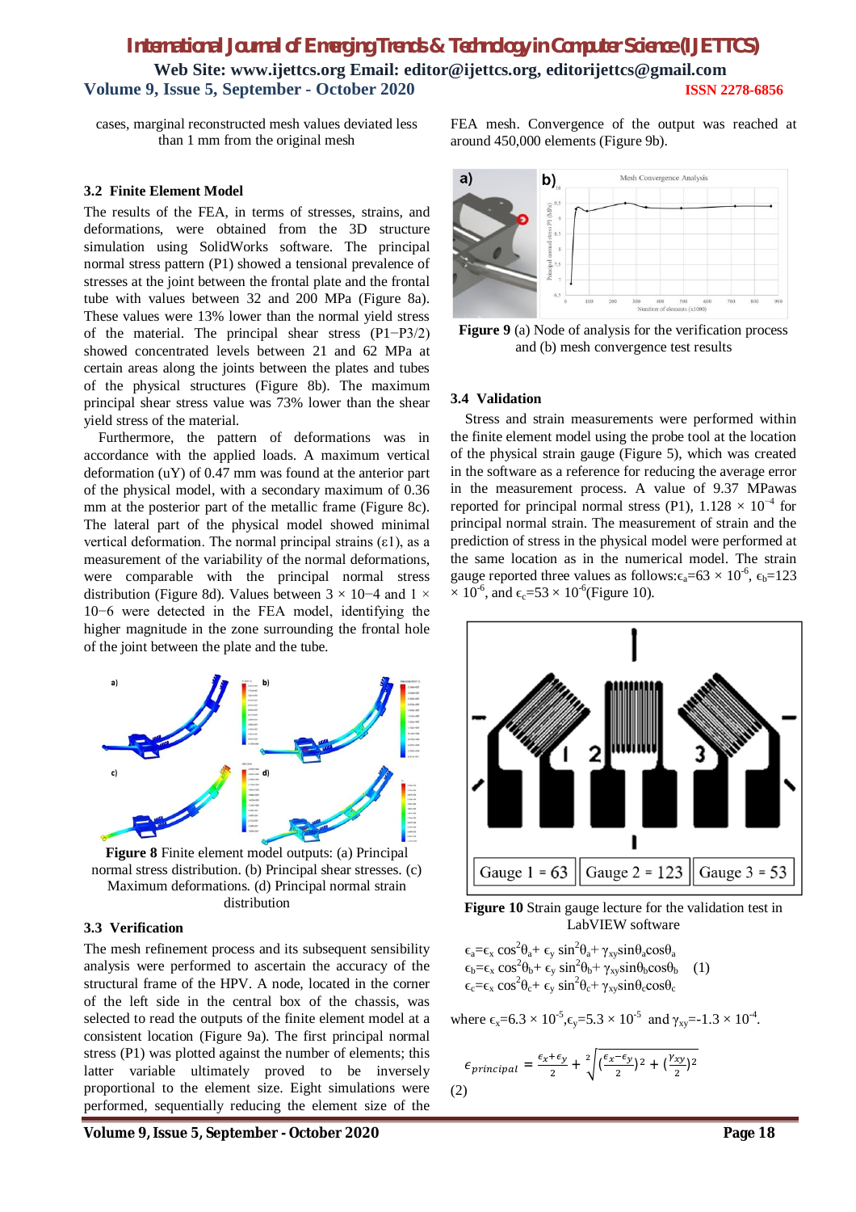cases, marginal reconstructed mesh values deviated less than 1 mm from the original mesh

### 3.2 Finite Element Model

The results of the FEA, in terms of stresses, strains, and deformations, were obtained from the 3D structure simulation using SolidWorks software. The principal normal stress pattern (P1) showed a tensional prevalence of stresses at the joint between the frontal plate and the frontal tube with values between 32 and 200 MPa (Figure 8a). These values were 13% lower than the normal yield stress of the material. The principal shear stress (P1−P3/2) showed concentrated levels between 21 and 62 MPa at certain areas along the joints between the plates and tubes of the physical structures (Figure 8b). The maximum principal shear stress value was 73% lower than the shear yield stress of the material.

Furthermore, the pattern of deformations was in accordance with the applied loads. A maximum vertical deformation (uY) of 0.47 mm was found at the anterior part of the physical model, with a secondary maximum of 0.36 mm at the posterior part of the metallic frame (Figure 8c). The lateral part of the physical model showed minimal vertical deformation. The normal principal strains ($\varepsilon 1$), as a measurement of the variability of the normal deformations, were comparable with the principal normal stress distribution (Figure 8d). Values between $3 \times 10^{-4}$ and $1 \times 10^{-6}$ were detected in the FEA model, identifying the higher magnitude in the zone surrounding the frontal hole of the joint between the plate and the tube.

**Figure 8** Finite element model outputs: (a) Principal normal stress distribution. (b) Principal shear stresses. (c) Maximum deformations. (d) Principal normal strain distribution

### 3.3 Verification

The mesh refinement process and its subsequent sensibility analysis were performed to ascertain the accuracy of the structural frame of the HPV. A node, located in the corner of the left side in the central box of the chassis, was selected to read the outputs of the finite element model at a consistent location (Figure 9a). The first principal normal stress (P1) was plotted against the number of elements; this latter variable ultimately proved to be inversely proportional to the element size. Eight simulations were performed, sequentially reducing the element size of the FEA mesh. Convergence of the output was reached at around 450,000 elements (Figure 9b).

**Figure 9** (a) Node of analysis for the verification process and (b) mesh convergence test results

### 3.4 Validation

Stress and strain measurements were performed within the finite element model using the probe tool at the location of the physical strain gauge (Figure 5), which was created in the software as a reference for reducing the average error in the measurement process. A value of 9.37 MPawas reported for principal normal stress (P1), $1.128 \times 10^{-4}$ for principal normal strain. The measurement of strain and the prediction of stress in the physical model were performed at the same location as in the numerical model. The strain gauge reported three values as follows: $\epsilon_a = 63 \times 10^{-6}$, $\epsilon_b = 123 \times 10^{-6}$, and $\epsilon_c = 53 \times 10^{-6}$ (Figure 10).

**Figure 10** Strain gauge lecture for the validation test in LabVIEW software

$$
\begin{aligned}
\epsilon_a &= \epsilon_x \cos^2\theta_a + \epsilon_y \sin^2\theta_a + \gamma_{xy}\sin\theta_a\cos\theta_a \\
\epsilon_b &= \epsilon_x \cos^2\theta_b + \epsilon_y \sin^2\theta_b + \gamma_{xy}\sin\theta_b\cos\theta_b \\
\epsilon_c &= \epsilon_x \cos^2\theta_c + \epsilon_y \sin^2\theta_c + \gamma_{xy}\sin\theta_c\cos\theta_c
\end{aligned} \quad (1)
$$

where $\epsilon_x = 6.3 \times 10^{-5}$, $\epsilon_y = 5.3 \times 10^{-5}$ and $\gamma_{xy} = -1.3 \times 10^{-4}$.

$$
\epsilon_{principal} = \frac{\epsilon_x + \epsilon_y}{2} + \sqrt[2]{\left(\frac{\epsilon_x - \epsilon_y}{2}\right)^2 + \left(\frac{\gamma_{xy}}{2}\right)^2} \quad (2)
$$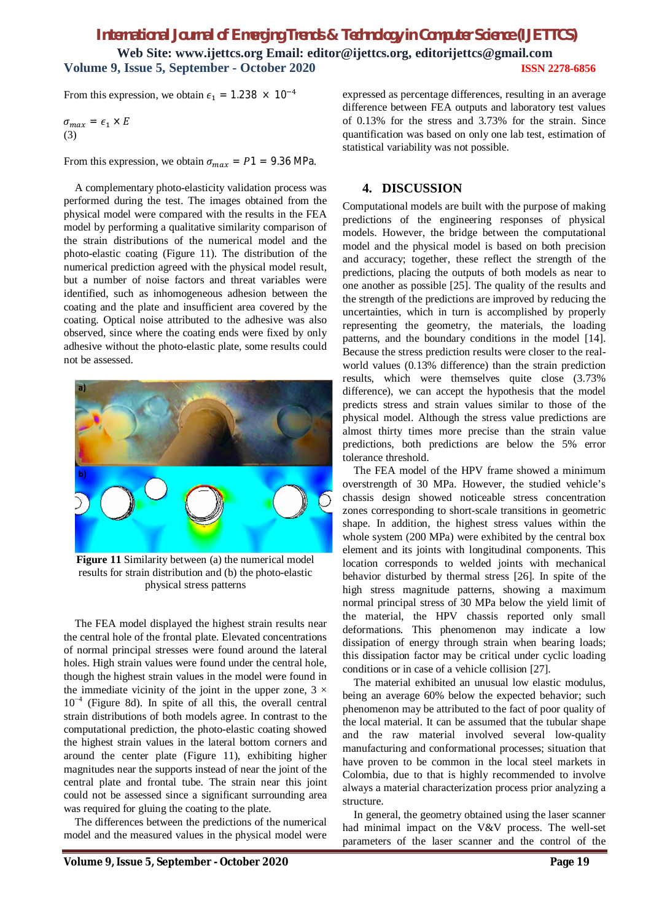From this expression, we obtain $\epsilon_1 = 1.238 \times 10^{-4}$

$$\sigma_{max} = \epsilon_1 \times E \quad (3)$$

From this expression, we obtain $\sigma_{max} = P1 = 9.36$ MPa.

A complementary photo-elasticity validation process was performed during the test. The images obtained from the physical model were compared with the results in the FEA model by performing a qualitative similarity comparison of the strain distributions of the numerical model and the photo-elastic coating (Figure 11). The distribution of the numerical prediction agreed with the physical model result, but a number of noise factors and threat variables were identified, such as inhomogeneous adhesion between the coating and the plate and insufficient area covered by the coating. Optical noise attributed to the adhesive was also observed, since where the coating ends were fixed by only adhesive without the photo-elastic plate, some results could not be assessed.

**Figure 11** Similarity between (a) the numerical model results for strain distribution and (b) the photo-elastic physical stress patterns

The FEA model displayed the highest strain results near the central hole of the frontal plate. Elevated concentrations of normal principal stresses were found around the lateral holes. High strain values were found under the central hole, though the highest strain values in the model were found in the immediate vicinity of the joint in the upper zone, $3 \times 10^{-4}$ (Figure 8d). In spite of all this, the overall central strain distributions of both models agree. In contrast to the computational prediction, the photo-elastic coating showed the highest strain values in the lateral bottom corners and around the center plate (Figure 11), exhibiting higher magnitudes near the supports instead of near the joint of the central plate and frontal tube. The strain near this joint could not be assessed since a significant surrounding area was required for gluing the coating to the plate.

The differences between the predictions of the numerical model and the measured values in the physical model were expressed as percentage differences, resulting in an average difference between FEA outputs and laboratory test values of 0.13% for the stress and 3.73% for the strain. Since quantification was based on only one lab test, estimation of statistical variability was not possible.

## 4. DISCUSSION

Computational models are built with the purpose of making predictions of the engineering responses of physical models. However, the bridge between the computational model and the physical model is based on both precision and accuracy; together, these reflect the strength of the predictions, placing the outputs of both models as near to one another as possible [25]. The quality of the results and the strength of the predictions are improved by reducing the uncertainties, which in turn is accomplished by properly representing the geometry, the materials, the loading patterns, and the boundary conditions in the model [14]. Because the stress prediction results were closer to the real-world values (0.13% difference) than the strain prediction results, which were themselves quite close (3.73% difference), we can accept the hypothesis that the model predicts stress and strain values similar to those of the physical model. Although the stress value predictions are almost thirty times more precise than the strain value predictions, both predictions are below the 5% error tolerance threshold.

The FEA model of the HPV frame showed a minimum overstrength of 30 MPa. However, the studied vehicle's chassis design showed noticeable stress concentration zones corresponding to short-scale transitions in geometric shape. In addition, the highest stress values within the whole system (200 MPa) were exhibited by the central box element and its joints with longitudinal components. This location corresponds to welded joints with mechanical behavior disturbed by thermal stress [26]. In spite of the high stress magnitude patterns, showing a maximum normal principal stress of 30 MPa below the yield limit of the material, the HPV chassis reported only small deformations. This phenomenon may indicate a low dissipation of energy through strain when bearing loads; this dissipation factor may be critical under cyclic loading conditions or in case of a vehicle collision [27].

The material exhibited an unusual low elastic modulus, being an average 60% below the expected behavior; such phenomenon may be attributed to the fact of poor quality of the local material. It can be assumed that the tubular shape and the raw material involved several low-quality manufacturing and conformational processes; situation that have proven to be common in the local steel markets in Colombia, due to that is highly recommended to involve always a material characterization process prior analyzing a structure.

In general, the geometry obtained using the laser scanner had minimal impact on the V&V process. The well-set parameters of the laser scanner and the control of the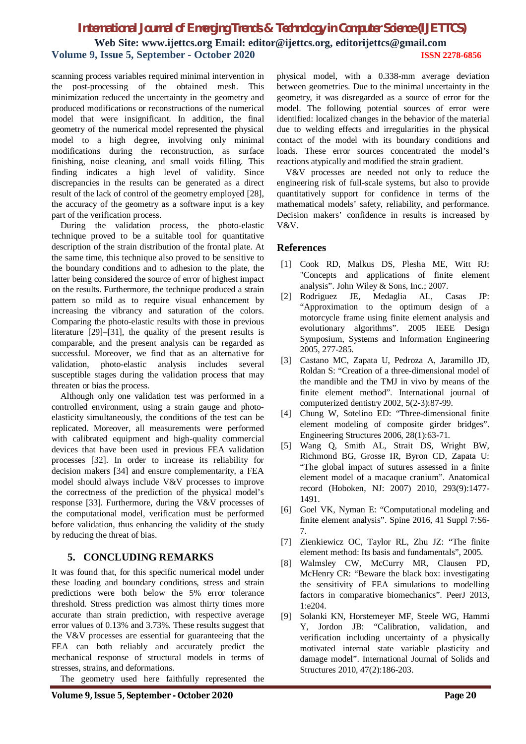scanning process variables required minimal intervention in the post-processing of the obtained mesh. This minimization reduced the uncertainty in the geometry and produced modifications or reconstructions of the numerical model that were insignificant. In addition, the final geometry of the numerical model represented the physical model to a high degree, involving only minimal modifications during the reconstruction, as surface finishing, noise cleaning, and small voids filling. This finding indicates a high level of validity. Since discrepancies in the results can be generated as a direct result of the lack of control of the geometry employed [28], the accuracy of the geometry as a software input is a key part of the verification process.

During the validation process, the photo-elastic technique proved to be a suitable tool for quantitative description of the strain distribution of the frontal plate. At the same time, this technique also proved to be sensitive to the boundary conditions and to adhesion to the plate, the latter being considered the source of error of highest impact on the results. Furthermore, the technique produced a strain pattern so mild as to require visual enhancement by increasing the vibrancy and saturation of the colors. Comparing the photo-elastic results with those in previous literature [29]–[31], the quality of the present results is comparable, and the present analysis can be regarded as successful. Moreover, we find that as an alternative for validation, photo-elastic analysis includes several susceptible stages during the validation process that may threaten or bias the process.

Although only one validation test was performed in a controlled environment, using a strain gauge and photo-elasticity simultaneously, the conditions of the test can be replicated. Moreover, all measurements were performed with calibrated equipment and high-quality commercial devices that have been used in previous FEA validation processes [32]. In order to increase its reliability for decision makers [34] and ensure complementarity, a FEA model should always include V&V processes to improve the correctness of the prediction of the physical model's response [33]. Furthermore, during the V&V processes of the computational model, verification must be performed before validation, thus enhancing the validity of the study by reducing the threat of bias.

## 5. CONCLUDING REMARKS

It was found that, for this specific numerical model under these loading and boundary conditions, stress and strain predictions were both below the 5% error tolerance threshold. Stress prediction was almost thirty times more accurate than strain prediction, with respective average error values of 0.13% and 3.73%. These results suggest that the V&V processes are essential for guaranteeing that the FEA can both reliably and accurately predict the mechanical response of structural models in terms of stresses, strains, and deformations.

The geometry used here faithfully represented the physical model, with a 0.338-mm average deviation between geometries. Due to the minimal uncertainty in the geometry, it was disregarded as a source of error for the model. The following potential sources of error were identified: localized changes in the behavior of the material due to welding effects and irregularities in the physical contact of the model with its boundary conditions and loads. These error sources concentrated the model's reactions atypically and modified the strain gradient.

V&V processes are needed not only to reduce the engineering risk of full-scale systems, but also to provide quantitatively support for confidence in terms of the mathematical models' safety, reliability, and performance. Decision makers' confidence in results is increased by V&V.

## References

[1] Cook RD, Malkus DS, Plesha ME, Witt RJ: "Concepts and applications of finite element analysis". John Wiley & Sons, Inc.; 2007.

[2] Rodriguez JE, Medaglia AL, Casas JP: "Approximation to the optimum design of a motorcycle frame using finite element analysis and evolutionary algorithms". 2005 IEEE Design Symposium, Systems and Information Engineering 2005, 277-285.

[3] Castano MC, Zapata U, Pedroza A, Jaramillo JD, Roldan S: "Creation of a three-dimensional model of the mandible and the TMJ in vivo by means of the finite element method". International journal of computerized dentistry 2002, 5(2-3):87-99.

[4] Chung W, Sotelino ED: "Three-dimensional finite element modeling of composite girder bridges". Engineering Structures 2006, 28(1):63-71.

[5] Wang Q, Smith AL, Strait DS, Wright BW, Richmond BG, Grosse IR, Byron CD, Zapata U: "The global impact of sutures assessed in a finite element model of a macaque cranium". Anatomical record (Hoboken, NJ: 2007) 2010, 293(9):1477-1491.

[6] Goel VK, Nyman E: "Computational modeling and finite element analysis". Spine 2016, 41 Suppl 7:S6-7.

[7] Zienkiewicz OC, Taylor RL, Zhu JZ: "The finite element method: Its basis and fundamentals", 2005.

[8] Walmsley CW, McCurry MR, Clausen PD, McHenry CR: "Beware the black box: investigating the sensitivity of FEA simulations to modelling factors in comparative biomechanics". PeerJ 2013, 1:e204.

[9] Solanki KN, Horstemeyer MF, Steele WG, Hammi Y, Jordon JB: "Calibration, validation, and verification including uncertainty of a physically motivated internal state variable plasticity and damage model". International Journal of Solids and Structures 2010, 47(2):186-203.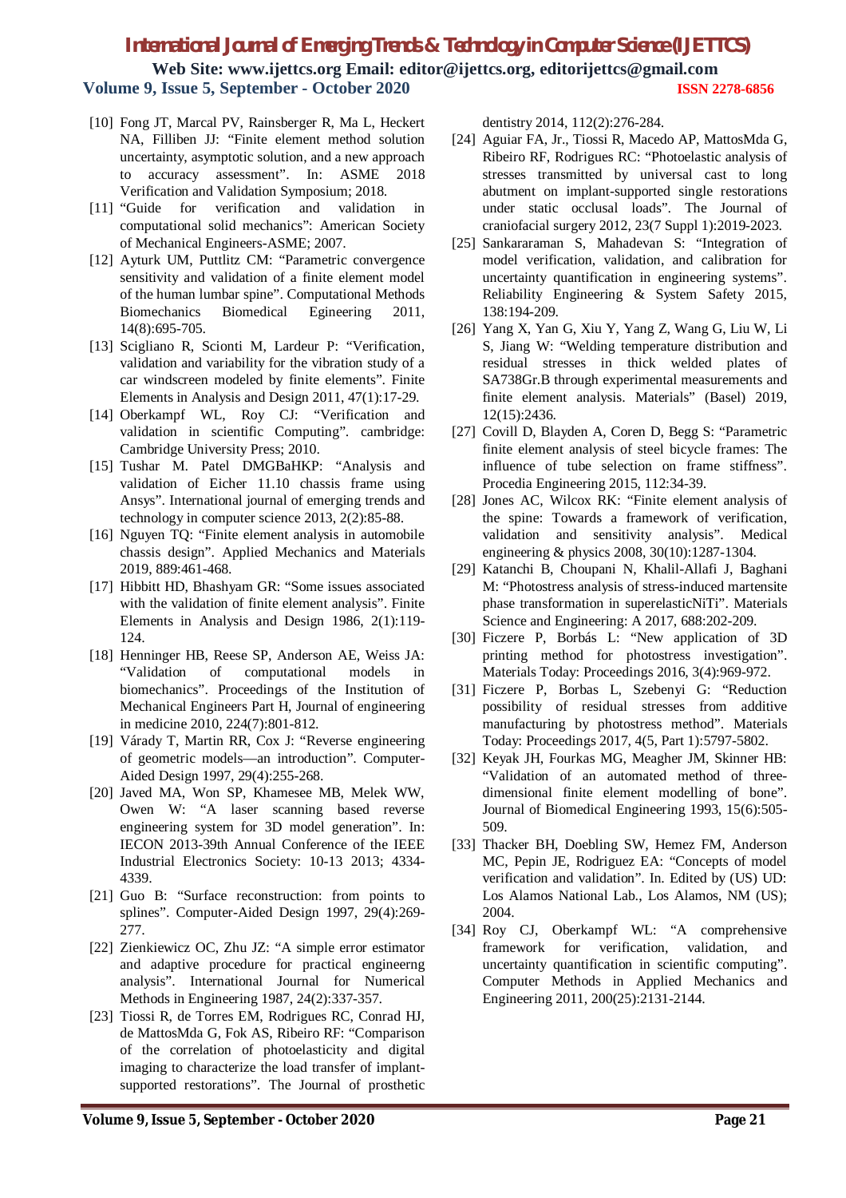[10] Fong JT, Marcal PV, Rainsberger R, Ma L, Heckert NA, Filliben JJ: "Finite element method solution uncertainty, asymptotic solution, and a new approach to accuracy assessment". In: ASME 2018 Verification and Validation Symposium; 2018.

[11] "Guide for verification and validation in computational solid mechanics": American Society of Mechanical Engineers-ASME; 2007.

[12] Ayturk UM, Puttlitz CM: "Parametric convergence sensitivity and validation of a finite element model of the human lumbar spine". Computational Methods Biomechanics Biomedical Egineering 2011, 14(8):695-705.

[13] Scigliano R, Scionti M, Lardeur P: "Verification, validation and variability for the vibration study of a car windscreen modeled by finite elements". Finite Elements in Analysis and Design 2011, 47(1):17-29.

[14] Oberkampf WL, Roy CJ: "Verification and validation in scientific Computing". cambridge: Cambridge University Press; 2010.

[15] Tushar M. Patel DMGBaHKP: "Analysis and validation of Eicher 11.10 chassis frame using Ansys". International journal of emerging trends and technology in computer science 2013, 2(2):85-88.

[16] Nguyen TQ: "Finite element analysis in automobile chassis design". Applied Mechanics and Materials 2019, 889:461-468.

[17] Hibbitt HD, Bhashyam GR: "Some issues associated with the validation of finite element analysis". Finite Elements in Analysis and Design 1986, 2(1):119-124.

[18] Henninger HB, Reese SP, Anderson AE, Weiss JA: "Validation of computational models in biomechanics". Proceedings of the Institution of Mechanical Engineers Part H, Journal of engineering in medicine 2010, 224(7):801-812.

[19] Várady T, Martin RR, Cox J: "Reverse engineering of geometric models—an introduction". Computer-Aided Design 1997, 29(4):255-268.

[20] Javed MA, Won SP, Khamesee MB, Melek WW, Owen W: "A laser scanning based reverse engineering system for 3D model generation". In: IECON 2013-39th Annual Conference of the IEEE Industrial Electronics Society: 10-13 2013; 4334-4339.

[21] Guo B: "Surface reconstruction: from points to splines". Computer-Aided Design 1997, 29(4):269-277.

[22] Zienkiewicz OC, Zhu JZ: "A simple error estimator and adaptive procedure for practical engineerng analysis". International Journal for Numerical Methods in Engineering 1987, 24(2):337-357.

[23] Tiossi R, de Torres EM, Rodrigues RC, Conrad HJ, de MattosMda G, Fok AS, Ribeiro RF: "Comparison of the correlation of photoelasticity and digital imaging to characterize the load transfer of implant-supported restorations". The Journal of prosthetic dentistry 2014, 112(2):276-284.

[24] Aguiar FA, Jr., Tiossi R, Macedo AP, MattosMda G, Ribeiro RF, Rodrigues RC: "Photoelastic analysis of stresses transmitted by universal cast to long abutment on implant-supported single restorations under static occlusal loads". The Journal of craniofacial surgery 2012, 23(7 Suppl 1):2019-2023.

[25] Sankararaman S, Mahadevan S: "Integration of model verification, validation, and calibration for uncertainty quantification in engineering systems". Reliability Engineering & System Safety 2015, 138:194-209.

[26] Yang X, Yan G, Xiu Y, Yang Z, Wang G, Liu W, Li S, Jiang W: "Welding temperature distribution and residual stresses in thick welded plates of SA738Gr.B through experimental measurements and finite element analysis. Materials" (Basel) 2019, 12(15):2436.

[27] Covill D, Blayden A, Coren D, Begg S: "Parametric finite element analysis of steel bicycle frames: The influence of tube selection on frame stiffness". Procedia Engineering 2015, 112:34-39.

[28] Jones AC, Wilcox RK: "Finite element analysis of the spine: Towards a framework of verification, validation and sensitivity analysis". Medical engineering & physics 2008, 30(10):1287-1304.

[29] Katanchi B, Choupani N, Khalil-Allafi J, Baghani M: "Photostress analysis of stress-induced martensite phase transformation in superelasticNiTi". Materials Science and Engineering: A 2017, 688:202-209.

[30] Ficzere P, Borbás L: "New application of 3D printing method for photostress investigation". Materials Today: Proceedings 2016, 3(4):969-972.

[31] Ficzere P, Borbas L, Szebenyi G: "Reduction possibility of residual stresses from additive manufacturing by photostress method". Materials Today: Proceedings 2017, 4(5, Part 1):5797-5802.

[32] Keyak JH, Fourkas MG, Meagher JM, Skinner HB: "Validation of an automated method of three-dimensional finite element modelling of bone". Journal of Biomedical Engineering 1993, 15(6):505-509.

[33] Thacker BH, Doebling SW, Hemez FM, Anderson MC, Pepin JE, Rodriguez EA: "Concepts of model verification and validation". In. Edited by (US) UD: Los Alamos National Lab., Los Alamos, NM (US); 2004.

[34] Roy CJ, Oberkampf WL: "A comprehensive framework for verification, validation, and uncertainty quantification in scientific computing". Computer Methods in Applied Mechanics and Engineering 2011, 200(25):2131-2144.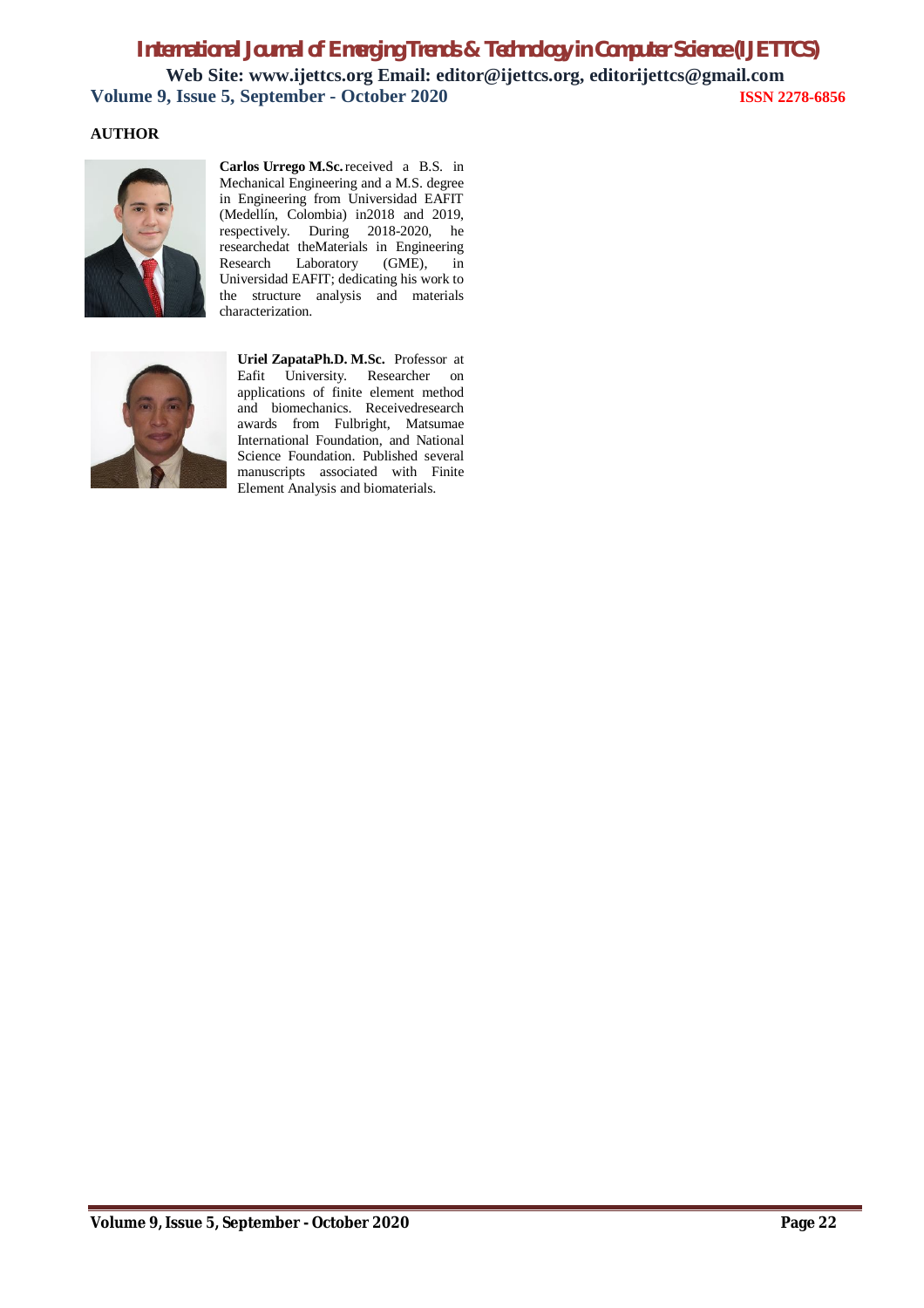**AUTHOR**

**Carlos Urrego M.Sc.** received a B.S. in Mechanical Engineering and a M.S. degree in Engineering from Universidad EAFIT (Medellín, Colombia) in2018 and 2019, respectively. During 2018-2020, he researchedat theMaterials in Engineering Research Laboratory (GME), in Universidad EAFIT; dedicating his work to the structure analysis and materials characterization.

**Uriel ZapataPh.D. M.Sc.** Professor at Eafit University. Researcher on applications of finite element method and biomechanics. Receivedresearch awards from Fulbright, Matsumae International Foundation, and National Science Foundation. Published several manuscripts associated with Finite Element Analysis and biomaterials.